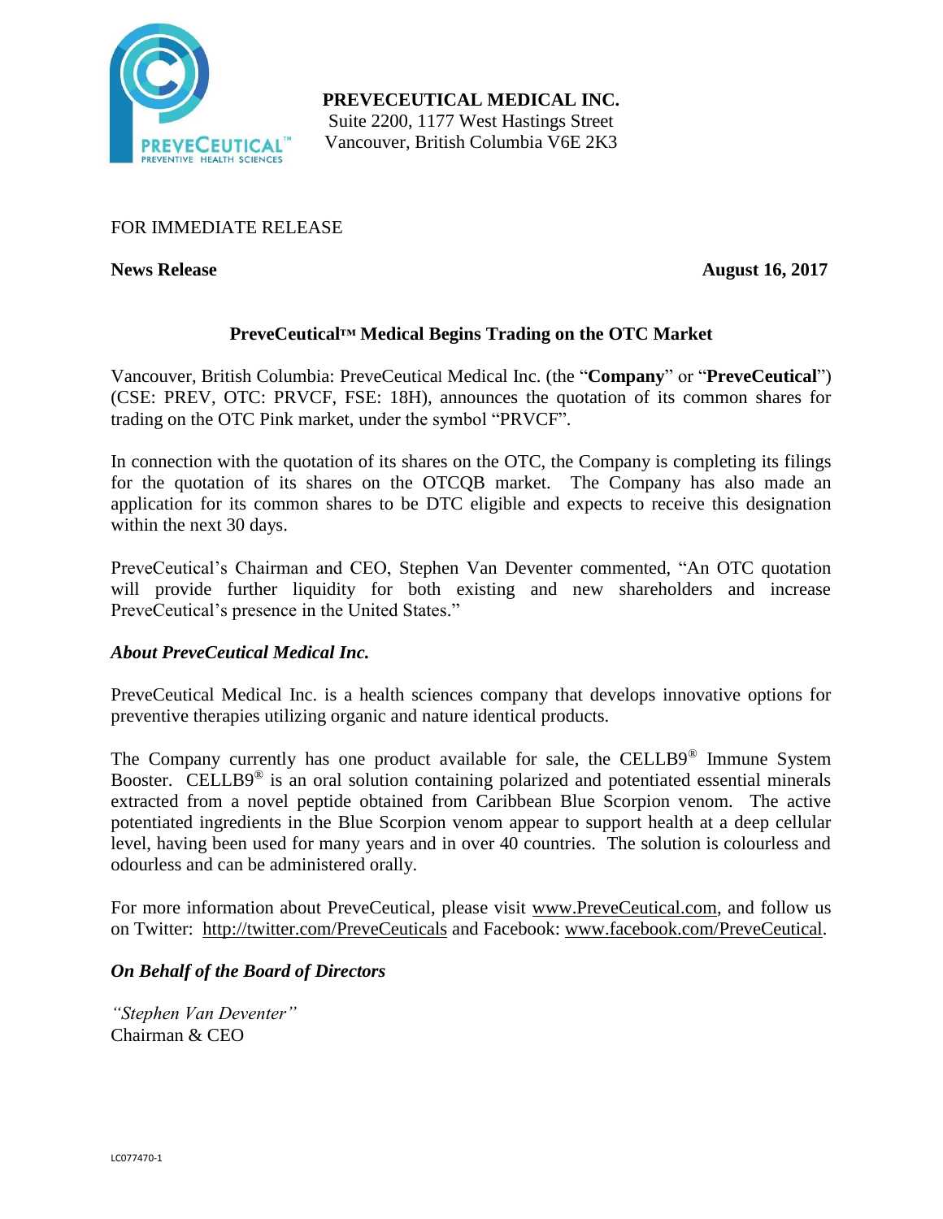**PREVECEUTICAL MEDICAL INC.**
Suite 2200, 1177 West Hastings Street
Vancouver, British Columbia V6E 2K3

FOR IMMEDIATE RELEASE

**News Release** **August 16, 2017**

## PreveCeutical™ Medical Begins Trading on the OTC Market

Vancouver, British Columbia: PreveCeutical Medical Inc. (the "**Company**" or "**PreveCeutical**") (CSE: PREV, OTC: PRVCF, FSE: 18H), announces the quotation of its common shares for trading on the OTC Pink market, under the symbol "PRVCF".

In connection with the quotation of its shares on the OTC, the Company is completing its filings for the quotation of its shares on the OTCQB market. The Company has also made an application for its common shares to be DTC eligible and expects to receive this designation within the next 30 days.

PreveCeutical's Chairman and CEO, Stephen Van Deventer commented, "An OTC quotation will provide further liquidity for both existing and new shareholders and increase PreveCeutical's presence in the United States."

***About PreveCeutical Medical Inc.***

PreveCeutical Medical Inc. is a health sciences company that develops innovative options for preventive therapies utilizing organic and nature identical products.

The Company currently has one product available for sale, the CELLB9® Immune System Booster. CELLB9® is an oral solution containing polarized and potentiated essential minerals extracted from a novel peptide obtained from Caribbean Blue Scorpion venom. The active potentiated ingredients in the Blue Scorpion venom appear to support health at a deep cellular level, having been used for many years and in over 40 countries. The solution is colourless and odourless and can be administered orally.

For more information about PreveCeutical, please visit www.PreveCeutical.com, and follow us on Twitter: http://twitter.com/PreveCeuticals and Facebook: www.facebook.com/PreveCeutical.

***On Behalf of the Board of Directors***

*"Stephen Van Deventer"*
Chairman & CEO

LC077470-1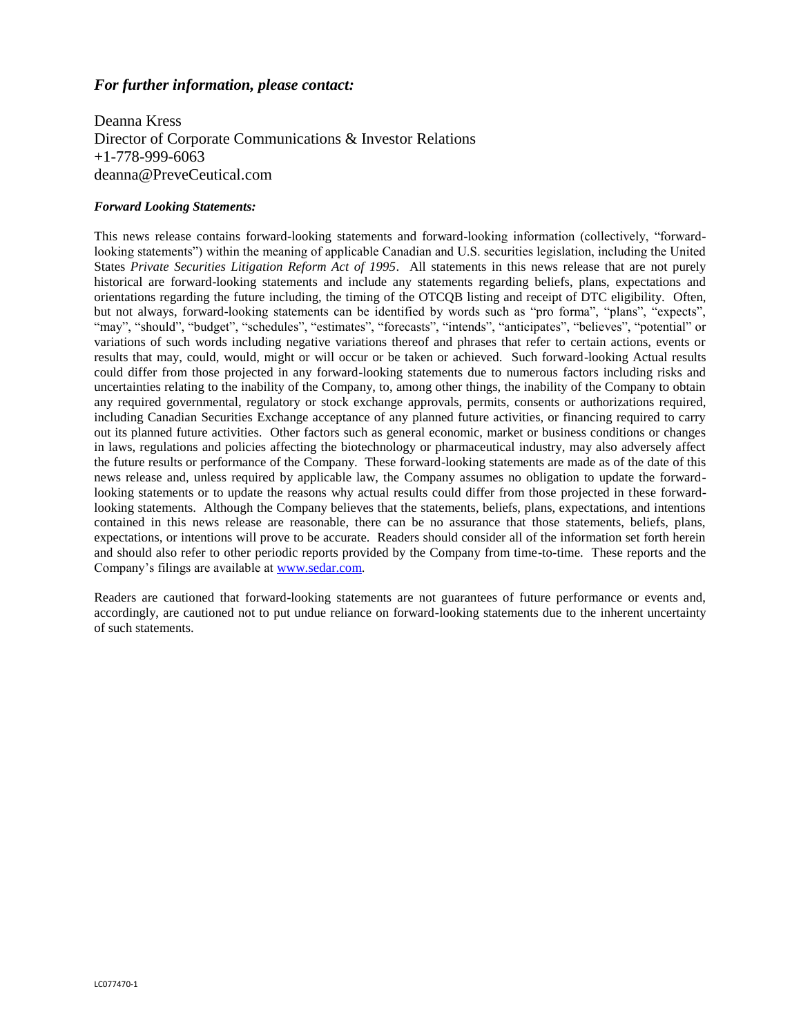***For further information, please contact:***

Deanna Kress
Director of Corporate Communications & Investor Relations
+1-778-999-6063
deanna@PreveCeutical.com

***Forward Looking Statements:***

This news release contains forward-looking statements and forward-looking information (collectively, "forward-looking statements") within the meaning of applicable Canadian and U.S. securities legislation, including the United States *Private Securities Litigation Reform Act of 1995*. All statements in this news release that are not purely historical are forward-looking statements and include any statements regarding beliefs, plans, expectations and orientations regarding the future including, the timing of the OTCQB listing and receipt of DTC eligibility. Often, but not always, forward-looking statements can be identified by words such as "pro forma", "plans", "expects", "may", "should", "budget", "schedules", "estimates", "forecasts", "intends", "anticipates", "believes", "potential" or variations of such words including negative variations thereof and phrases that refer to certain actions, events or results that may, could, would, might or will occur or be taken or achieved. Such forward-looking Actual results could differ from those projected in any forward-looking statements due to numerous factors including risks and uncertainties relating to the inability of the Company, to, among other things, the inability of the Company to obtain any required governmental, regulatory or stock exchange approvals, permits, consents or authorizations required, including Canadian Securities Exchange acceptance of any planned future activities, or financing required to carry out its planned future activities. Other factors such as general economic, market or business conditions or changes in laws, regulations and policies affecting the biotechnology or pharmaceutical industry, may also adversely affect the future results or performance of the Company. These forward-looking statements are made as of the date of this news release and, unless required by applicable law, the Company assumes no obligation to update the forward-looking statements or to update the reasons why actual results could differ from those projected in these forward-looking statements. Although the Company believes that the statements, beliefs, plans, expectations, and intentions contained in this news release are reasonable, there can be no assurance that those statements, beliefs, plans, expectations, or intentions will prove to be accurate. Readers should consider all of the information set forth herein and should also refer to other periodic reports provided by the Company from time-to-time. These reports and the Company's filings are available at www.sedar.com.

Readers are cautioned that forward-looking statements are not guarantees of future performance or events and, accordingly, are cautioned not to put undue reliance on forward-looking statements due to the inherent uncertainty of such statements.

LC077470-1